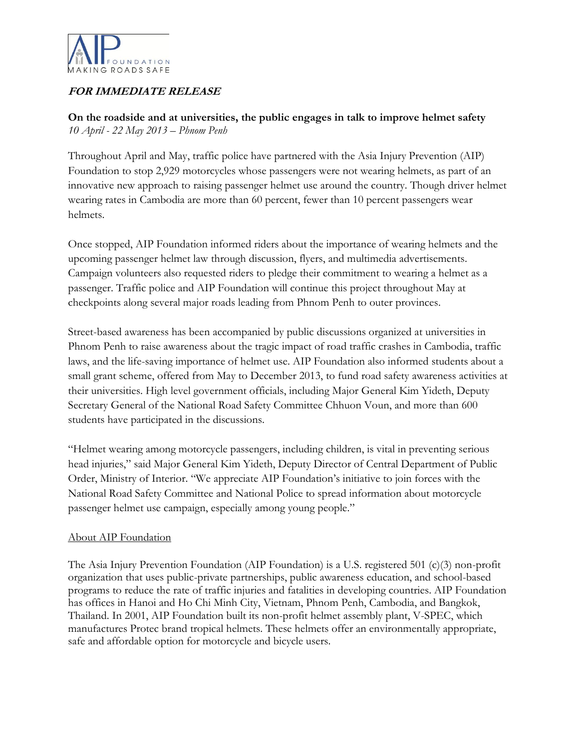AIP FOUNDATION
MAKING ROADS SAFE

***FOR IMMEDIATE RELEASE***

**On the roadside and at universities, the public engages in talk to improve helmet safety**
*10 April - 22 May 2013 – Phnom Penh*

Throughout April and May, traffic police have partnered with the Asia Injury Prevention (AIP) Foundation to stop 2,929 motorcycles whose passengers were not wearing helmets, as part of an innovative new approach to raising passenger helmet use around the country. Though driver helmet wearing rates in Cambodia are more than 60 percent, fewer than 10 percent passengers wear helmets.

Once stopped, AIP Foundation informed riders about the importance of wearing helmets and the upcoming passenger helmet law through discussion, flyers, and multimedia advertisements. Campaign volunteers also requested riders to pledge their commitment to wearing a helmet as a passenger. Traffic police and AIP Foundation will continue this project throughout May at checkpoints along several major roads leading from Phnom Penh to outer provinces.

Street-based awareness has been accompanied by public discussions organized at universities in Phnom Penh to raise awareness about the tragic impact of road traffic crashes in Cambodia, traffic laws, and the life-saving importance of helmet use. AIP Foundation also informed students about a small grant scheme, offered from May to December 2013, to fund road safety awareness activities at their universities. High level government officials, including Major General Kim Yideth, Deputy Secretary General of the National Road Safety Committee Chhuon Voun, and more than 600 students have participated in the discussions.

"Helmet wearing among motorcycle passengers, including children, is vital in preventing serious head injuries," said Major General Kim Yideth, Deputy Director of Central Department of Public Order, Ministry of Interior. "We appreciate AIP Foundation's initiative to join forces with the National Road Safety Committee and National Police to spread information about motorcycle passenger helmet use campaign, especially among young people."

## About AIP Foundation

The Asia Injury Prevention Foundation (AIP Foundation) is a U.S. registered 501 (c)(3) non-profit organization that uses public-private partnerships, public awareness education, and school-based programs to reduce the rate of traffic injuries and fatalities in developing countries. AIP Foundation has offices in Hanoi and Ho Chi Minh City, Vietnam, Phnom Penh, Cambodia, and Bangkok, Thailand. In 2001, AIP Foundation built its non-profit helmet assembly plant, V-SPEC, which manufactures Protec brand tropical helmets. These helmets offer an environmentally appropriate, safe and affordable option for motorcycle and bicycle users.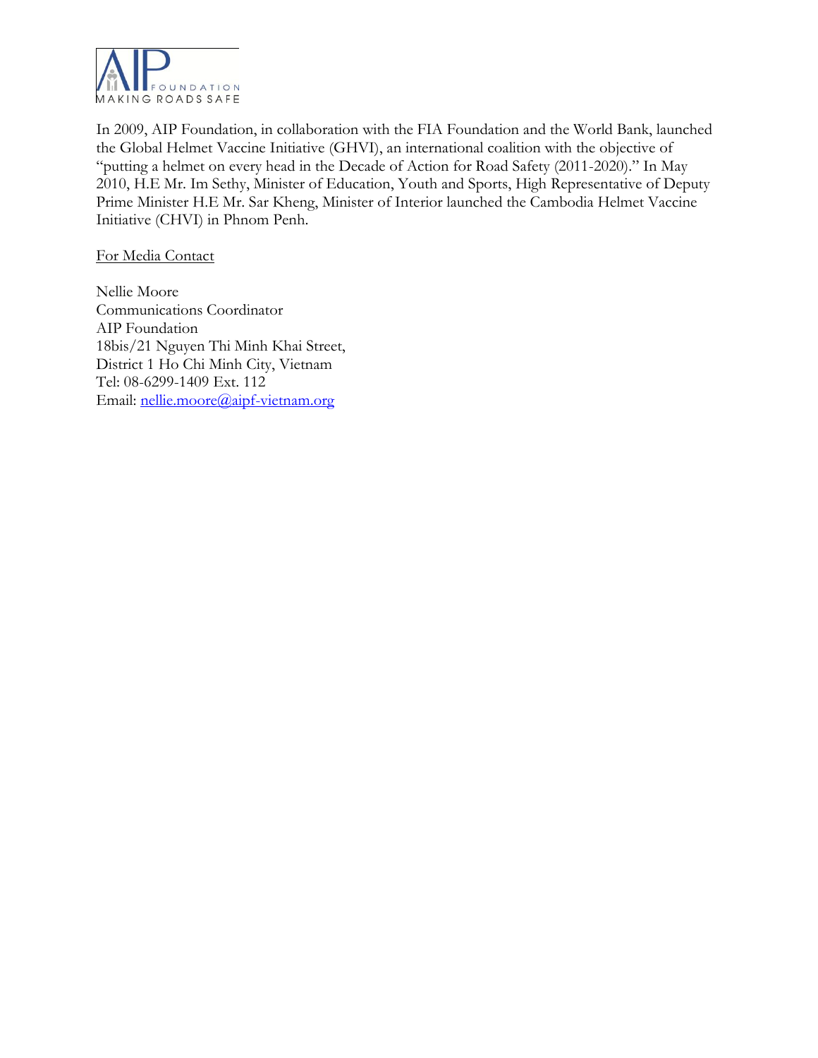AIP FOUNDATION
MAKING ROADS SAFE

In 2009, AIP Foundation, in collaboration with the FIA Foundation and the World Bank, launched the Global Helmet Vaccine Initiative (GHVI), an international coalition with the objective of "putting a helmet on every head in the Decade of Action for Road Safety (2011-2020)." In May 2010, H.E Mr. Im Sethy, Minister of Education, Youth and Sports, High Representative of Deputy Prime Minister H.E Mr. Sar Kheng, Minister of Interior launched the Cambodia Helmet Vaccine Initiative (CHVI) in Phnom Penh.

For Media Contact

Nellie Moore
Communications Coordinator
AIP Foundation
18bis/21 Nguyen Thi Minh Khai Street,
District 1 Ho Chi Minh City, Vietnam
Tel: 08-6299-1409 Ext. 112
Email: nellie.moore@aipf-vietnam.org